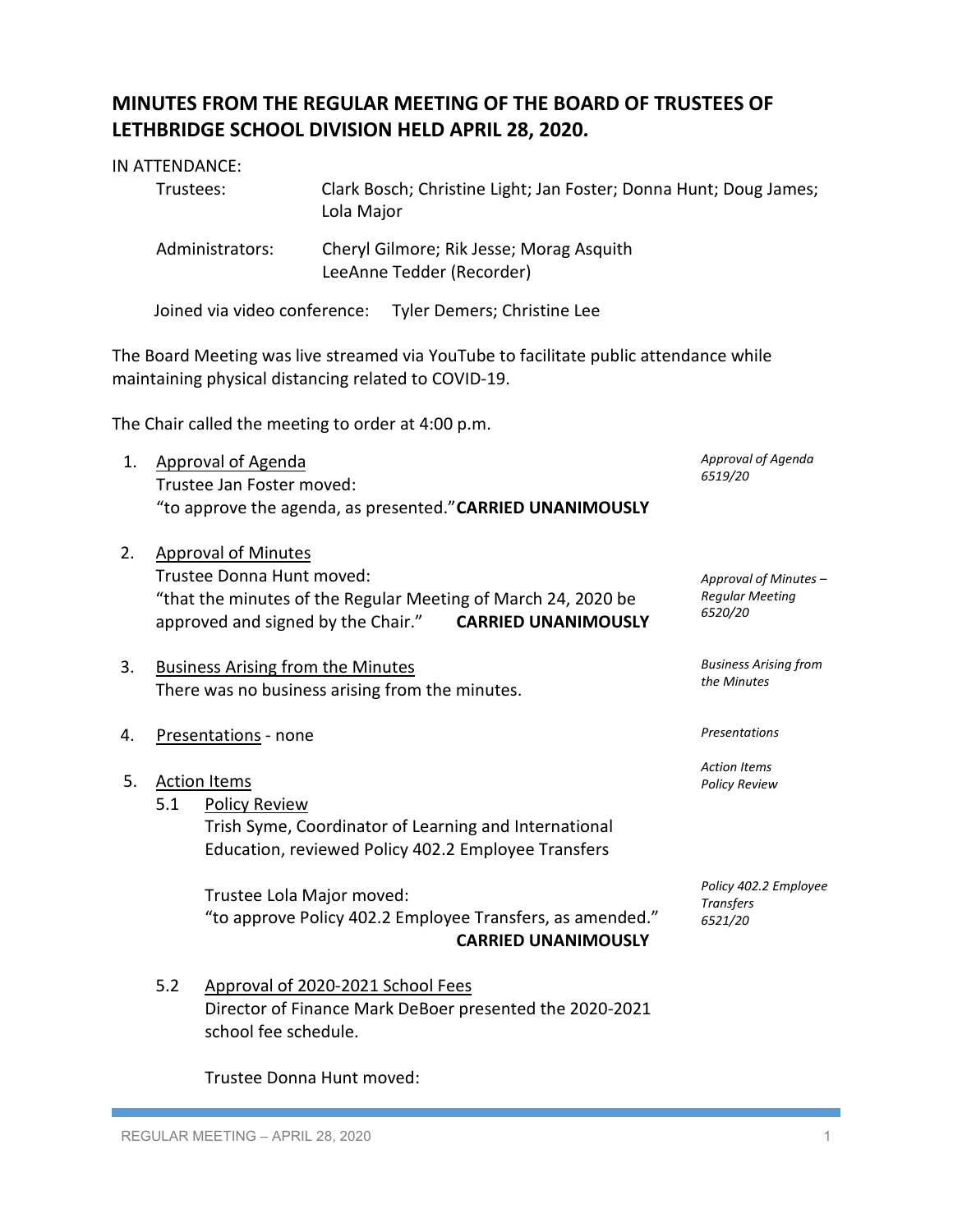# MINUTES FROM THE REGULAR MEETING OF THE BOARD OF TRUSTEES OF LETHBRIDGE SCHOOL DIVISION HELD APRIL 28, 2020.

IN ATTENDANCE:

Trustees: Clark Bosch; Christine Light; Jan Foster; Donna Hunt; Doug James; Lola Major

Administrators: Cheryl Gilmore; Rik Jesse; Morag Asquith
LeeAnne Tedder (Recorder)

Joined via video conference: Tyler Demers; Christine Lee

The Board Meeting was live streamed via YouTube to facilitate public attendance while maintaining physical distancing related to COVID-19.

The Chair called the meeting to order at 4:00 p.m.

1. Approval of Agenda
   Trustee Jan Foster moved:
   "to approve the agenda, as presented." **CARRIED UNANIMOUSLY**

   *Approval of Agenda 6519/20*

2. Approval of Minutes
   Trustee Donna Hunt moved:
   "that the minutes of the Regular Meeting of March 24, 2020 be approved and signed by the Chair." **CARRIED UNANIMOUSLY**

   *Approval of Minutes – Regular Meeting 6520/20*

3. Business Arising from the Minutes
   There was no business arising from the minutes.

   *Business Arising from the Minutes*

4. Presentations - none

   *Presentations*

5. Action Items

   *Action Items*

   5.1 Policy Review
   Trish Syme, Coordinator of Learning and International Education, reviewed Policy 402.2 Employee Transfers

   *Policy Review*

   Trustee Lola Major moved:
   "to approve Policy 402.2 Employee Transfers, as amended."
   **CARRIED UNANIMOUSLY**

   *Policy 402.2 Employee Transfers 6521/20*

   5.2 Approval of 2020-2021 School Fees
   Director of Finance Mark DeBoer presented the 2020-2021 school fee schedule.

   Trustee Donna Hunt moved: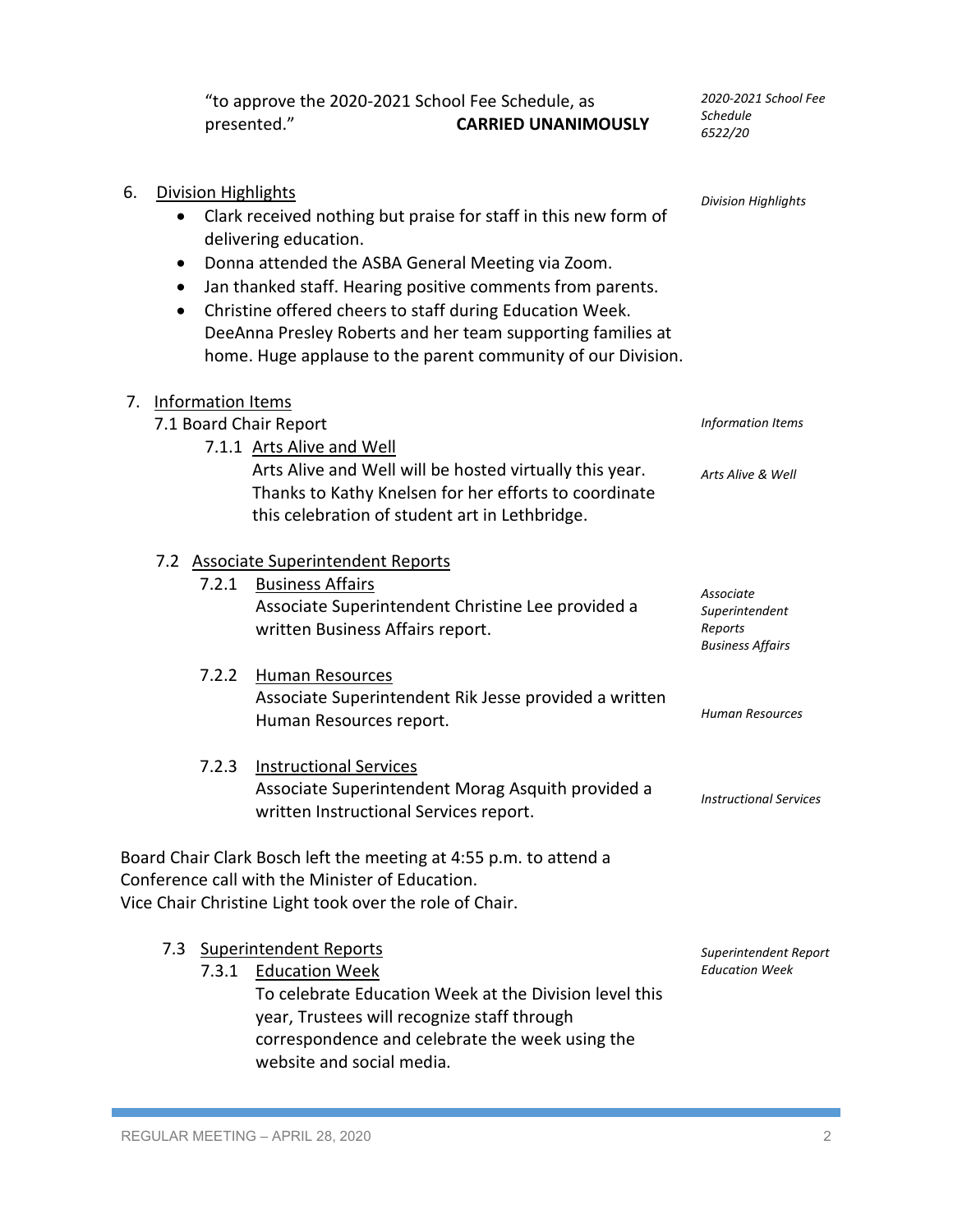"to approve the 2020-2021 School Fee Schedule, as presented." **CARRIED UNANIMOUSLY**

*2020-2021 School Fee Schedule 6522/20*

6. Division Highlights

*Division Highlights*

- Clark received nothing but praise for staff in this new form of delivering education.
- Donna attended the ASBA General Meeting via Zoom.
- Jan thanked staff. Hearing positive comments from parents.
- Christine offered cheers to staff during Education Week. DeeAnna Presley Roberts and her team supporting families at home. Huge applause to the parent community of our Division.

7. Information Items

*Information Items*

7.1 Board Chair Report

7.1.1 Arts Alive and Well

*Arts Alive & Well*

Arts Alive and Well will be hosted virtually this year. Thanks to Kathy Knelsen for her efforts to coordinate this celebration of student art in Lethbridge.

7.2 Associate Superintendent Reports

*Associate Superintendent Reports*

7.2.1 Business Affairs

*Business Affairs*

Associate Superintendent Christine Lee provided a written Business Affairs report.

7.2.2 Human Resources

*Human Resources*

Associate Superintendent Rik Jesse provided a written Human Resources report.

7.2.3 Instructional Services

*Instructional Services*

Associate Superintendent Morag Asquith provided a written Instructional Services report.

Board Chair Clark Bosch left the meeting at 4:55 p.m. to attend a Conference call with the Minister of Education.
Vice Chair Christine Light took over the role of Chair.

7.3 Superintendent Reports

*Superintendent Report*

7.3.1 Education Week

*Education Week*

To celebrate Education Week at the Division level this year, Trustees will recognize staff through correspondence and celebrate the week using the website and social media.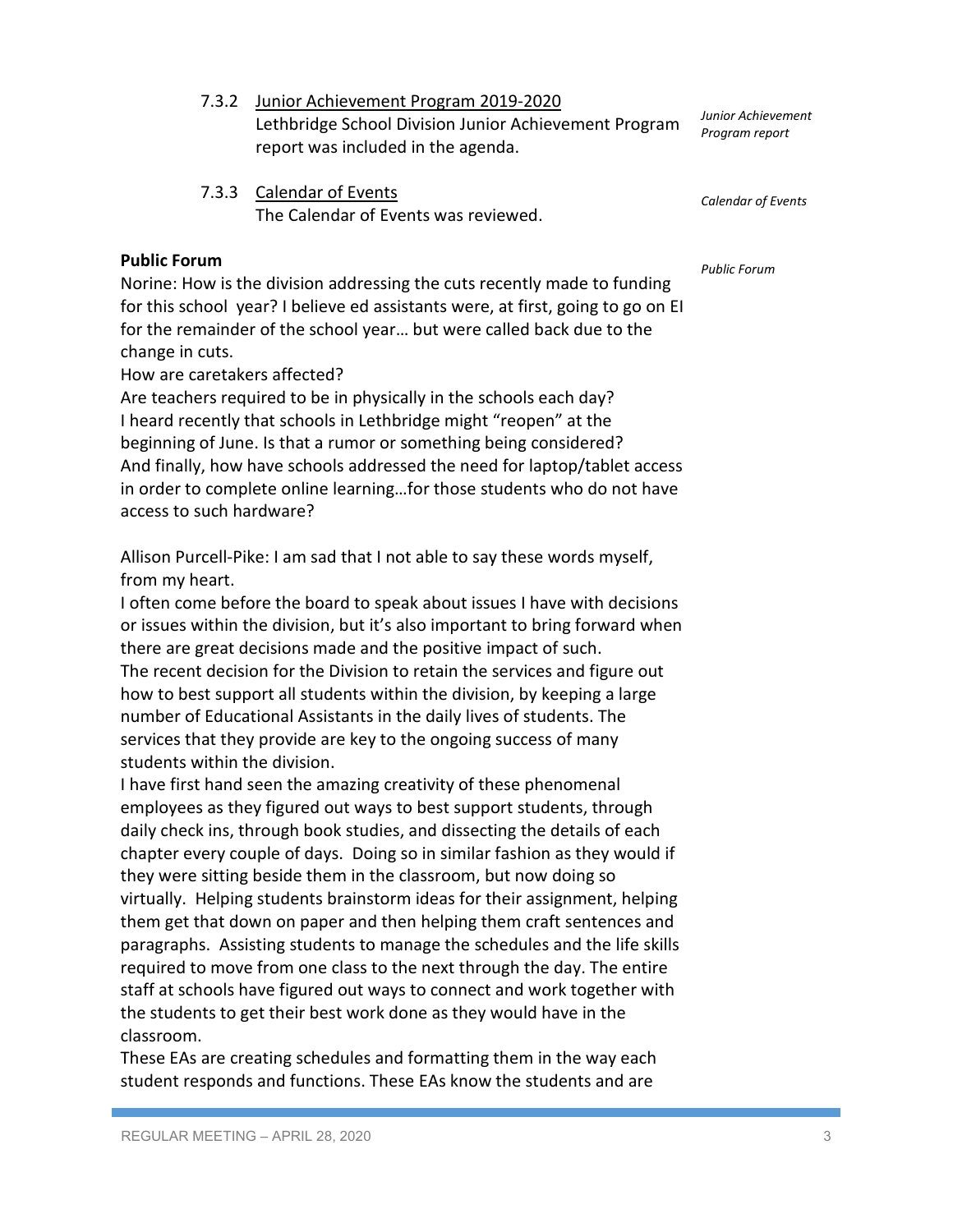7.3.2 Junior Achievement Program 2019-2020
Lethbridge School Division Junior Achievement Program report was included in the agenda.

*Junior Achievement Program report*

7.3.3 Calendar of Events
The Calendar of Events was reviewed.

*Calendar of Events*

**Public Forum**

*Public Forum*

Norine: How is the division addressing the cuts recently made to funding for this school year? I believe ed assistants were, at first, going to go on EI for the remainder of the school year… but were called back due to the change in cuts.
How are caretakers affected?
Are teachers required to be in physically in the schools each day?
I heard recently that schools in Lethbridge might "reopen" at the beginning of June. Is that a rumor or something being considered?
And finally, how have schools addressed the need for laptop/tablet access in order to complete online learning…for those students who do not have access to such hardware?

Allison Purcell-Pike: I am sad that I not able to say these words myself, from my heart.
I often come before the board to speak about issues I have with decisions or issues within the division, but it's also important to bring forward when there are great decisions made and the positive impact of such.
The recent decision for the Division to retain the services and figure out how to best support all students within the division, by keeping a large number of Educational Assistants in the daily lives of students. The services that they provide are key to the ongoing success of many students within the division.
I have first hand seen the amazing creativity of these phenomenal employees as they figured out ways to best support students, through daily check ins, through book studies, and dissecting the details of each chapter every couple of days. Doing so in similar fashion as they would if they were sitting beside them in the classroom, but now doing so virtually. Helping students brainstorm ideas for their assignment, helping them get that down on paper and then helping them craft sentences and paragraphs. Assisting students to manage the schedules and the life skills required to move from one class to the next through the day. The entire staff at schools have figured out ways to connect and work together with the students to get their best work done as they would have in the classroom.
These EAs are creating schedules and formatting them in the way each student responds and functions. These EAs know the students and are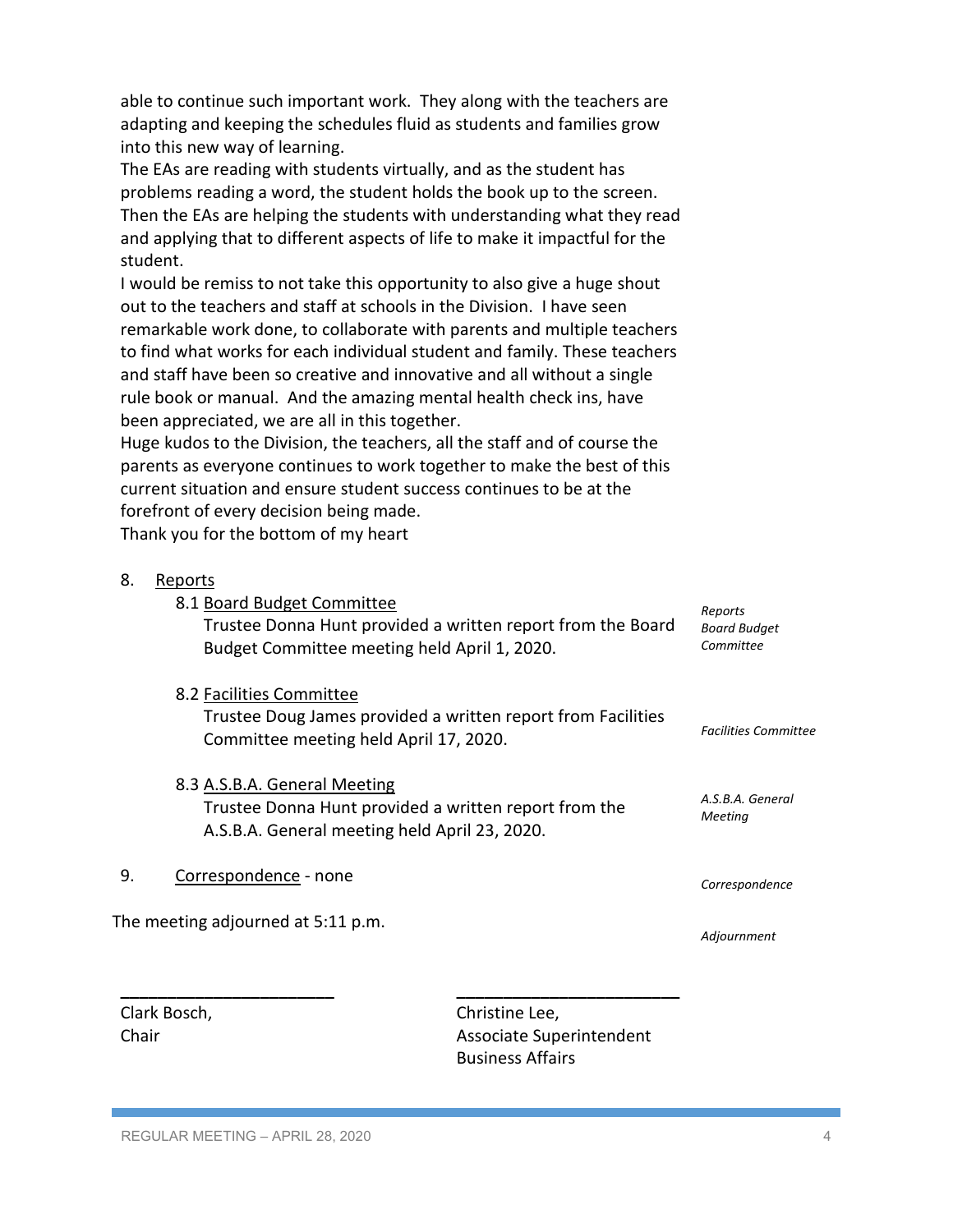able to continue such important work. They along with the teachers are adapting and keeping the schedules fluid as students and families grow into this new way of learning.

The EAs are reading with students virtually, and as the student has problems reading a word, the student holds the book up to the screen. Then the EAs are helping the students with understanding what they read and applying that to different aspects of life to make it impactful for the student.

I would be remiss to not take this opportunity to also give a huge shout out to the teachers and staff at schools in the Division. I have seen remarkable work done, to collaborate with parents and multiple teachers to find what works for each individual student and family. These teachers and staff have been so creative and innovative and all without a single rule book or manual. And the amazing mental health check ins, have been appreciated, we are all in this together.

Huge kudos to the Division, the teachers, all the staff and of course the parents as everyone continues to work together to make the best of this current situation and ensure student success continues to be at the forefront of every decision being made.

Thank you for the bottom of my heart

8. Reports

8.1 Board Budget Committee

*Reports Board Budget Committee*

Trustee Donna Hunt provided a written report from the Board Budget Committee meeting held April 1, 2020.

8.2 Facilities Committee

*Facilities Committee*

Trustee Doug James provided a written report from Facilities Committee meeting held April 17, 2020.

8.3 A.S.B.A. General Meeting

*A.S.B.A. General Meeting*

Trustee Donna Hunt provided a written report from the A.S.B.A. General meeting held April 23, 2020.

9. Correspondence - none

*Correspondence*

The meeting adjourned at 5:11 p.m.

*Adjournment*

\_\_\_\_\_\_\_\_\_\_\_\_\_\_\_\_\_\_\_\_\_\_\_\_
Clark Bosch,
Chair

\_\_\_\_\_\_\_\_\_\_\_\_\_\_\_\_\_\_\_\_\_\_\_\_
Christine Lee,
Associate Superintendent
Business Affairs